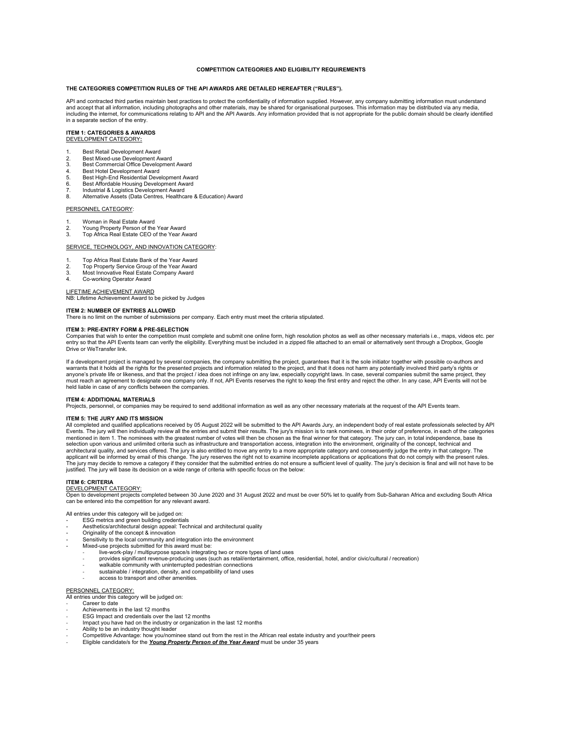# COMPETITION CATEGORIES AND ELIGIBILITY REQUIREMENTS

**THE CATEGORIES COMPETITION RULES OF THE API AWARDS ARE DETAILED HEREAFTER ("RULES").**

API and contracted third parties maintain best practices to protect the confidentiality of information supplied. However, any company submitting information must understand and accept that all information, including photographs and other materials, may be shared for organisational purposes. This information may be distributed via any media, including the internet, for communications relating to API and the API Awards. Any information provided that is not appropriate for the public domain should be clearly identified in a separate section of the entry.

## ITEM 1: CATEGORIES & AWARDS

DEVELOPMENT CATEGORY**:**

1. Best Retail Development Award
2. Best Mixed-use Development Award
3. Best Commercial Office Development Award
4. Best Hotel Development Award
5. Best High-End Residential Development Award
6. Best Affordable Housing Development Award
7. Industrial & Logistics Development Award
8. Alternative Assets (Data Centres, Healthcare & Education) Award

PERSONNEL CATEGORY:

1. Woman in Real Estate Award
2. Young Property Person of the Year Award
3. Top Africa Real Estate CEO of the Year Award

SERVICE, TECHNOLOGY, AND INNOVATION CATEGORY:

1. Top Africa Real Estate Bank of the Year Award
2. Top Property Service Group of the Year Award
3. Most Innovative Real Estate Company Award
4. Co-working Operator Award

LIFETIME ACHIEVEMENT AWARD
NB: Lifetime Achievement Award to be picked by Judges

## ITEM 2: NUMBER OF ENTRIES ALLOWED

There is no limit on the number of submissions per company. Each entry must meet the criteria stipulated.

## ITEM 3: PRE-ENTRY FORM & PRE-SELECTION

Companies that wish to enter the competition must complete and submit one online form, high resolution photos as well as other necessary materials i.e., maps, videos etc. per entry so that the API Events team can verify the eligibility. Everything must be included in a zipped file attached to an email or alternatively sent through a Dropbox, Google Drive or WeTransfer link.

If a development project is managed by several companies, the company submitting the project, guarantees that it is the sole initiator together with possible co-authors and warrants that it holds all the rights for the presented projects and information related to the project, and that it does not harm any potentially involved third party's rights or anyone's private life or likeness, and that the project / idea does not infringe on any law, especially copyright laws. In case, several companies submit the same project, they must reach an agreement to designate one company only. If not, API Events reserves the right to keep the first entry and reject the other. In any case, API Events will not be held liable in case of any conflicts between the companies.

## ITEM 4: ADDITIONAL MATERIALS

Projects, personnel, or companies may be required to send additional information as well as any other necessary materials at the request of the API Events team.

## ITEM 5: THE JURY AND ITS MISSION

All completed and qualified applications received by 05 August 2022 will be submitted to the API Awards Jury, an independent body of real estate professionals selected by API Events. The jury will then individually review all the entries and submit their results. The jury's mission is to rank nominees, in their order of preference, in each of the categories mentioned in item 1. The nominees with the greatest number of votes will then be chosen as the final winner for that category. The jury can, in total independence, base its selection upon various and unlimited criteria such as infrastructure and transportation access, integration into the environment, originality of the concept, technical and architectural quality, and services offered. The jury is also entitled to move any entry to a more appropriate category and consequently judge the entry in that category. The applicant will be informed by email of this change. The jury reserves the right not to examine incomplete applications or applications that do not comply with the present rules. The jury may decide to remove a category if they consider that the submitted entries do not ensure a sufficient level of quality. The jury's decision is final and will not have to be justified. The jury will base its decision on a wide range of criteria with specific focus on the below:

## ITEM 6: CRITERIA

DEVELOPMENT CATEGORY:
Open to development projects completed between 30 June 2020 and 31 August 2022 and must be over 50% let to qualify from Sub-Saharan Africa and excluding South Africa can be entered into the competition for any relevant award.

All entries under this category will be judged on:

- ESG metrics and green building credentials
- Aesthetics/architectural design appeal: Technical and architectural quality
- Originality of the concept & innovation
- Sensitivity to the local community and integration into the environment
- Mixed-use projects submitted for this award must be:
    - live-work-play / multipurpose space/s integrating two or more types of land uses
    - provides significant revenue-producing uses (such as retail/entertainment, office, residential, hotel, and/or civic/cultural / recreation)
    - walkable community with uninterrupted pedestrian connections
    - sustainable / integration, density, and compatibility of land uses
    - access to transport and other amenities.

PERSONNEL CATEGORY:
All entries under this category will be judged on:

- Career to date
- Achievements in the last 12 months
- ESG Impact and credentials over the last 12 months
- Impact you have had on the industry or organization in the last 12 months
- Ability to be an industry thought leader
- Competitive Advantage: how you/nominee stand out from the rest in the African real estate industry and your/their peers
- Eligible candidate/s for the ***Young Property Person of the Year Award*** must be under 35 years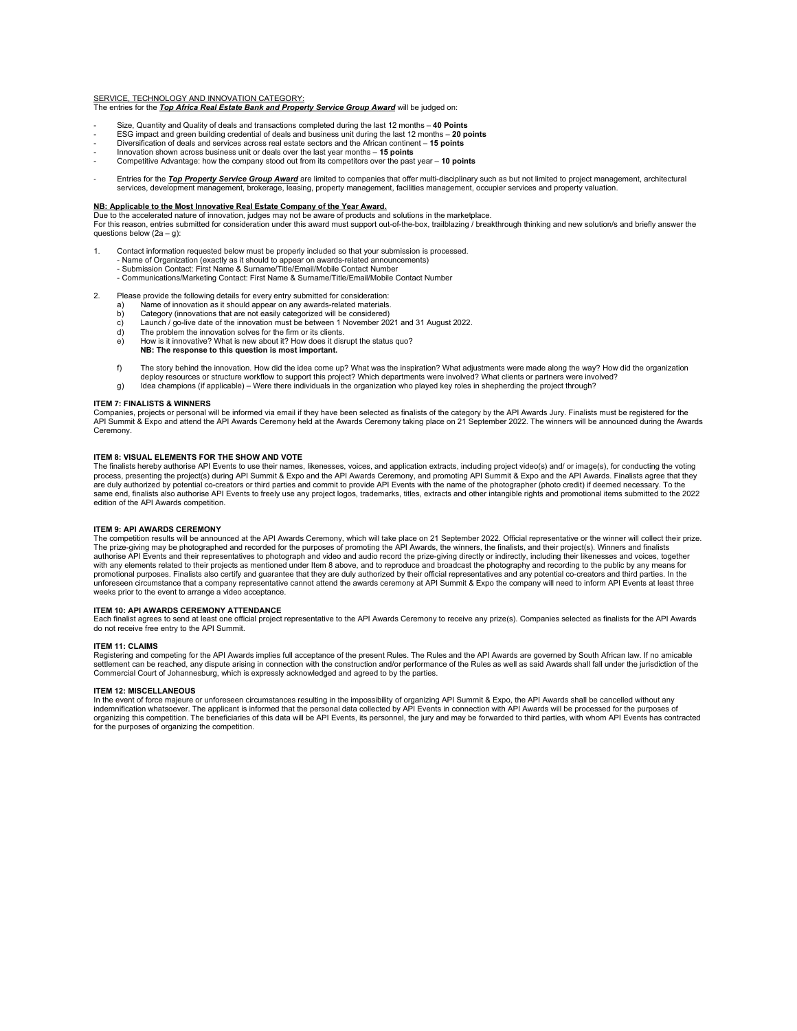SERVICE, TECHNOLOGY AND INNOVATION CATEGORY:

The entries for the ***Top Africa Real Estate Bank and Property Service Group Award*** will be judged on:

- Size, Quantity and Quality of deals and transactions completed during the last 12 months – **40 Points**
- ESG impact and green building credential of deals and business unit during the last 12 months – **20 points**
- Diversification of deals and services across real estate sectors and the African continent – **15 points**
- Innovation shown across business unit or deals over the last year months – **15 points**
- Competitive Advantage: how the company stood out from its competitors over the past year – **10 points**

- Entries for the ***Top Property Service Group Award*** are limited to companies that offer multi-disciplinary such as but not limited to project management, architectural services, development management, brokerage, leasing, property management, facilities management, occupier services and property valuation.

**NB: Applicable to the Most Innovative Real Estate Company of the Year Award.**

Due to the accelerated nature of innovation, judges may not be aware of products and solutions in the marketplace.
For this reason, entries submitted for consideration under this award must support out-of-the-box, trailblazing / breakthrough thinking and new solution/s and briefly answer the questions below (2a – g):

1. Contact information requested below must be properly included so that your submission is processed.
   - Name of Organization (exactly as it should to appear on awards-related announcements)
   - Submission Contact: First Name & Surname/Title/Email/Mobile Contact Number
   - Communications/Marketing Contact: First Name & Surname/Title/Email/Mobile Contact Number

2. Please provide the following details for every entry submitted for consideration:
   a) Name of innovation as it should appear on any awards-related materials.
   b) Category (innovations that are not easily categorized will be considered)
   c) Launch / go-live date of the innovation must be between 1 November 2021 and 31 August 2022.
   d) The problem the innovation solves for the firm or its clients.
   e) How is it innovative? What is new about it? How does it disrupt the status quo?
      **NB: The response to this question is most important.**

   f) The story behind the innovation. How did the idea come up? What was the inspiration? What adjustments were made along the way? How did the organization deploy resources or structure workflow to support this project? Which departments were involved? What clients or partners were involved?
   g) Idea champions (if applicable) – Were there individuals in the organization who played key roles in shepherding the project through?

**ITEM 7: FINALISTS & WINNERS**

Companies, projects or personal will be informed via email if they have been selected as finalists of the category by the API Awards Jury. Finalists must be registered for the API Summit & Expo and attend the API Awards Ceremony held at the Awards Ceremony taking place on 21 September 2022. The winners will be announced during the Awards Ceremony.

**ITEM 8: VISUAL ELEMENTS FOR THE SHOW AND VOTE**

The finalists hereby authorise API Events to use their names, likenesses, voices, and application extracts, including project video(s) and/ or image(s), for conducting the voting process, presenting the project(s) during API Summit & Expo and the API Awards Ceremony, and promoting API Summit & Expo and the API Awards. Finalists agree that they are duly authorized by potential co-creators or third parties and commit to provide API Events with the name of the photographer (photo credit) if deemed necessary. To the same end, finalists also authorise API Events to freely use any project logos, trademarks, titles, extracts and other intangible rights and promotional items submitted to the 2022 edition of the API Awards competition.

**ITEM 9: API AWARDS CEREMONY**

The competition results will be announced at the API Awards Ceremony, which will take place on 21 September 2022. Official representative or the winner will collect their prize. The prize-giving may be photographed and recorded for the purposes of promoting the API Awards, the winners, the finalists, and their project(s). Winners and finalists authorise API Events and their representatives to photograph and video and audio record the prize-giving directly or indirectly, including their likenesses and voices, together with any elements related to their projects as mentioned under Item 8 above, and to reproduce and broadcast the photography and recording to the public by any means for promotional purposes. Finalists also certify and guarantee that they are duly authorized by their official representatives and any potential co-creators and third parties. In the unforeseen circumstance that a company representative cannot attend the awards ceremony at API Summit & Expo the company will need to inform API Events at least three weeks prior to the event to arrange a video acceptance.

**ITEM 10: API AWARDS CEREMONY ATTENDANCE**

Each finalist agrees to send at least one official project representative to the API Awards Ceremony to receive any prize(s). Companies selected as finalists for the API Awards do not receive free entry to the API Summit.

**ITEM 11: CLAIMS**

Registering and competing for the API Awards implies full acceptance of the present Rules. The Rules and the API Awards are governed by South African law. If no amicable settlement can be reached, any dispute arising in connection with the construction and/or performance of the Rules as well as said Awards shall fall under the jurisdiction of the Commercial Court of Johannesburg, which is expressly acknowledged and agreed to by the parties.

**ITEM 12: MISCELLANEOUS**

In the event of force majeure or unforeseen circumstances resulting in the impossibility of organizing API Summit & Expo, the API Awards shall be cancelled without any indemnification whatsoever. The applicant is informed that the personal data collected by API Events in connection with API Awards will be processed for the purposes of organizing this competition. The beneficiaries of this data will be API Events, its personnel, the jury and may be forwarded to third parties, with whom API Events has contracted for the purposes of organizing the competition.